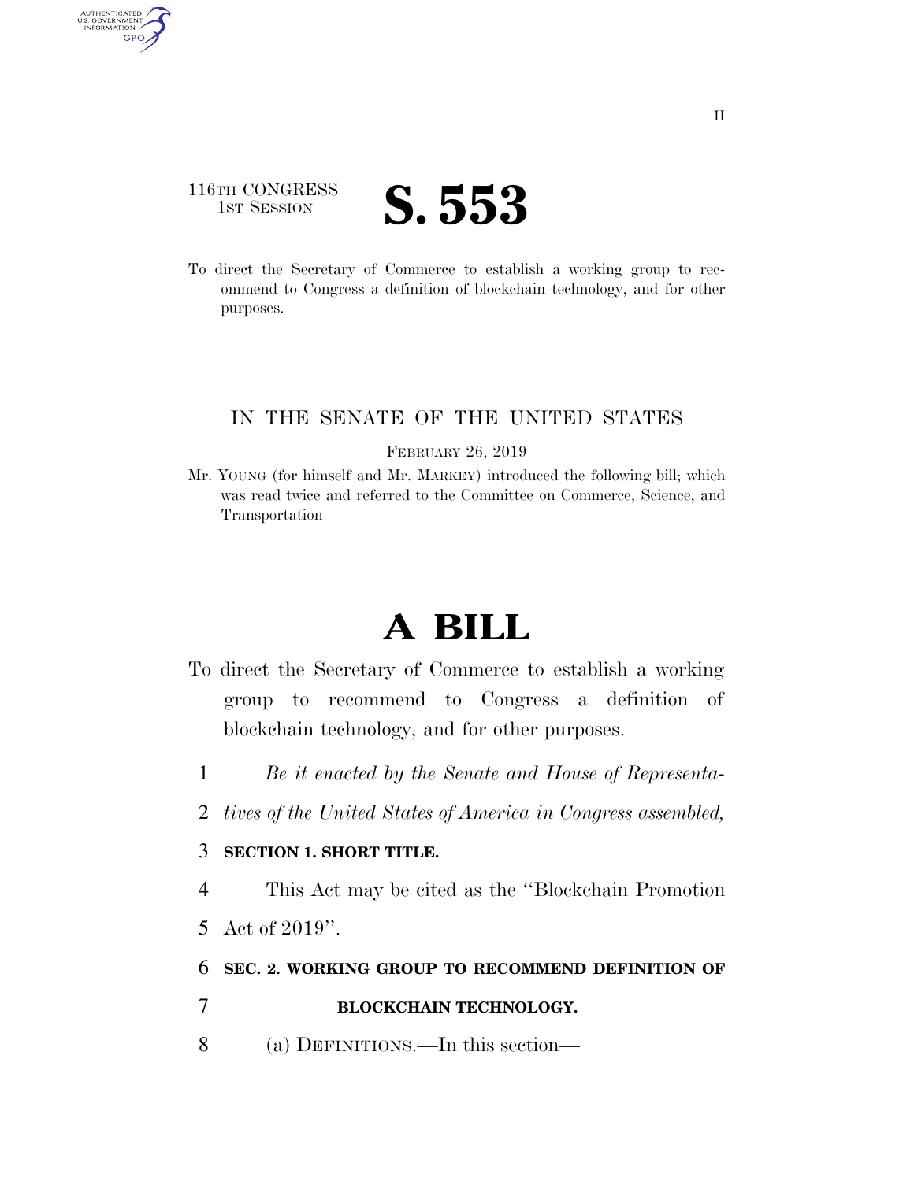116TH CONGRESS
1ST SESSION

# S. 553

To direct the Secretary of Commerce to establish a working group to recommend to Congress a definition of blockchain technology, and for other purposes.

IN THE SENATE OF THE UNITED STATES

FEBRUARY 26, 2019

Mr. YOUNG (for himself and Mr. MARKEY) introduced the following bill; which was read twice and referred to the Committee on Commerce, Science, and Transportation

# A BILL

To direct the Secretary of Commerce to establish a working group to recommend to Congress a definition of blockchain technology, and for other purposes.

1 *Be it enacted by the Senate and House of Representa-*
2 *tives of the United States of America in Congress assembled,*

3 **SECTION 1. SHORT TITLE.**

4 This Act may be cited as the ''Blockchain Promotion
5 Act of 2019''.

6 **SEC. 2. WORKING GROUP TO RECOMMEND DEFINITION OF**
7 **BLOCKCHAIN TECHNOLOGY.**

8 (a) DEFINITIONS.—In this section—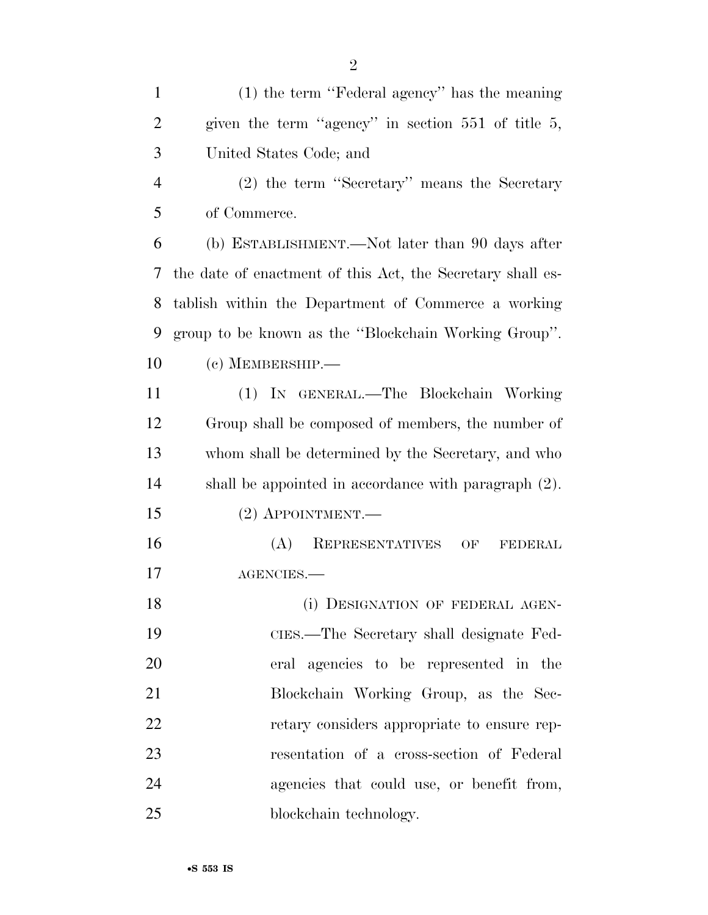(1) the term "Federal agency" has the meaning given the term "agency" in section 551 of title 5, United States Code; and

(2) the term "Secretary" means the Secretary of Commerce.

(b) ESTABLISHMENT.—Not later than 90 days after the date of enactment of this Act, the Secretary shall establish within the Department of Commerce a working group to be known as the "Blockchain Working Group".

(c) MEMBERSHIP.—

(1) IN GENERAL.—The Blockchain Working Group shall be composed of members, the number of whom shall be determined by the Secretary, and who shall be appointed in accordance with paragraph (2).

(2) APPOINTMENT.—

(A) REPRESENTATIVES OF FEDERAL AGENCIES.—

(i) DESIGNATION OF FEDERAL AGENCIES.—The Secretary shall designate Federal agencies to be represented in the Blockchain Working Group, as the Secretary considers appropriate to ensure representation of a cross-section of Federal agencies that could use, or benefit from, blockchain technology.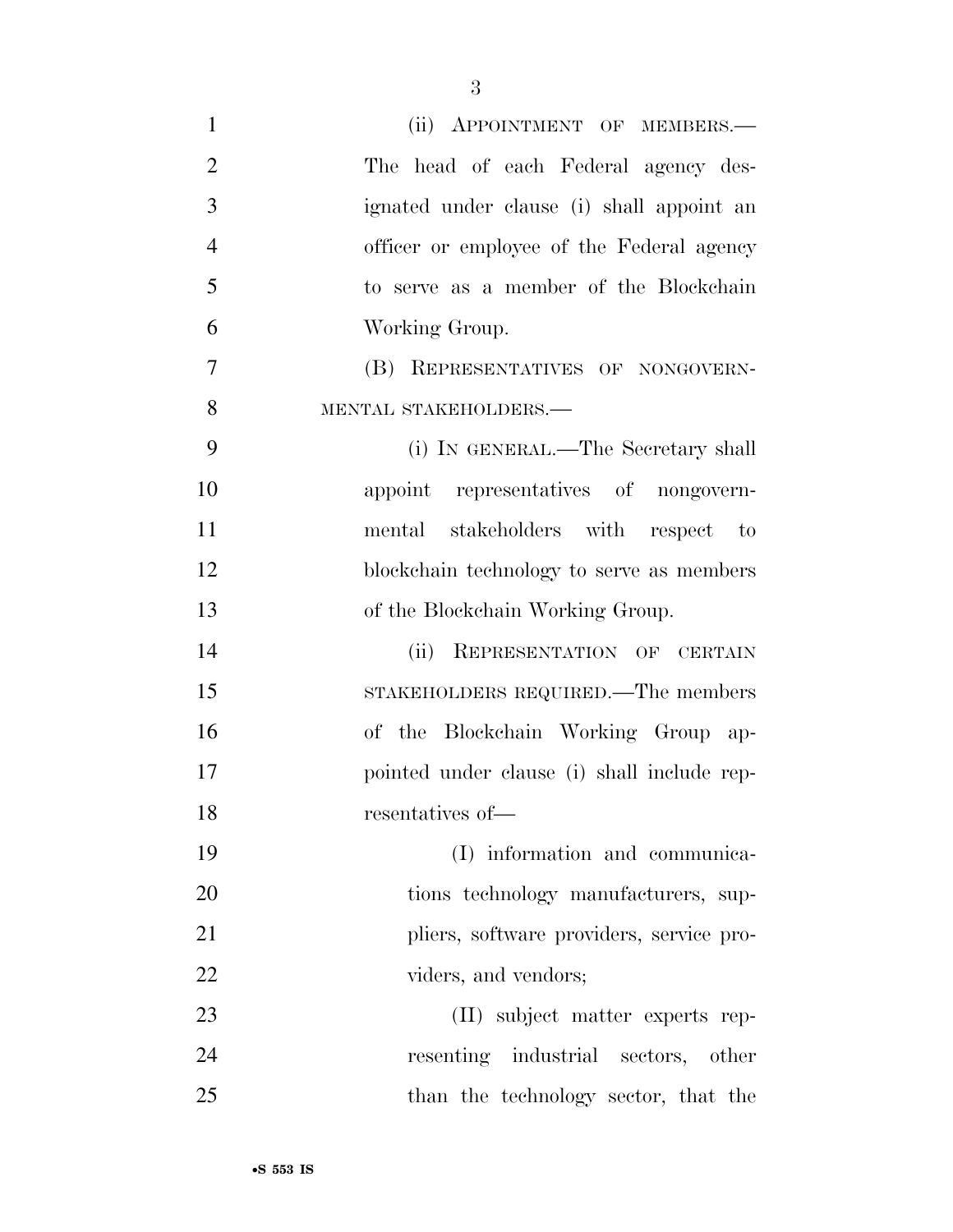(ii) APPOINTMENT OF MEMBERS.—The head of each Federal agency designated under clause (i) shall appoint an officer or employee of the Federal agency to serve as a member of the Blockchain Working Group.

(B) REPRESENTATIVES OF NONGOVERNMENTAL STAKEHOLDERS.—

(i) IN GENERAL.—The Secretary shall appoint representatives of nongovernmental stakeholders with respect to blockchain technology to serve as members of the Blockchain Working Group.

(ii) REPRESENTATION OF CERTAIN STAKEHOLDERS REQUIRED.—The members of the Blockchain Working Group appointed under clause (i) shall include representatives of—

(I) information and communications technology manufacturers, suppliers, software providers, service providers, and vendors;

(II) subject matter experts representing industrial sectors, other than the technology sector, that the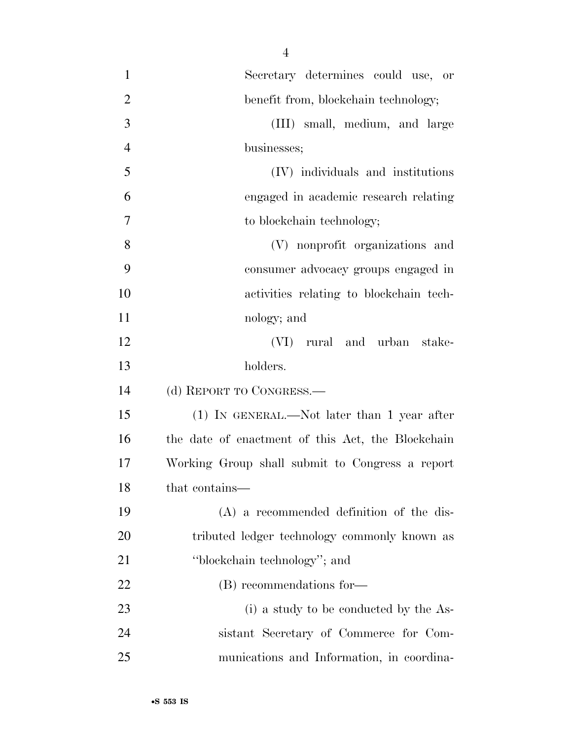Secretary determines could use, or benefit from, blockchain technology;

(III) small, medium, and large businesses;

(IV) individuals and institutions engaged in academic research relating to blockchain technology;

(V) nonprofit organizations and consumer advocacy groups engaged in activities relating to blockchain technology; and

(VI) rural and urban stakeholders.

(d) REPORT TO CONGRESS.—

(1) IN GENERAL.—Not later than 1 year after the date of enactment of this Act, the Blockchain Working Group shall submit to Congress a report that contains—

(A) a recommended definition of the distributed ledger technology commonly known as "blockchain technology"; and

(B) recommendations for—

(i) a study to be conducted by the Assistant Secretary of Commerce for Communications and Information, in coordina-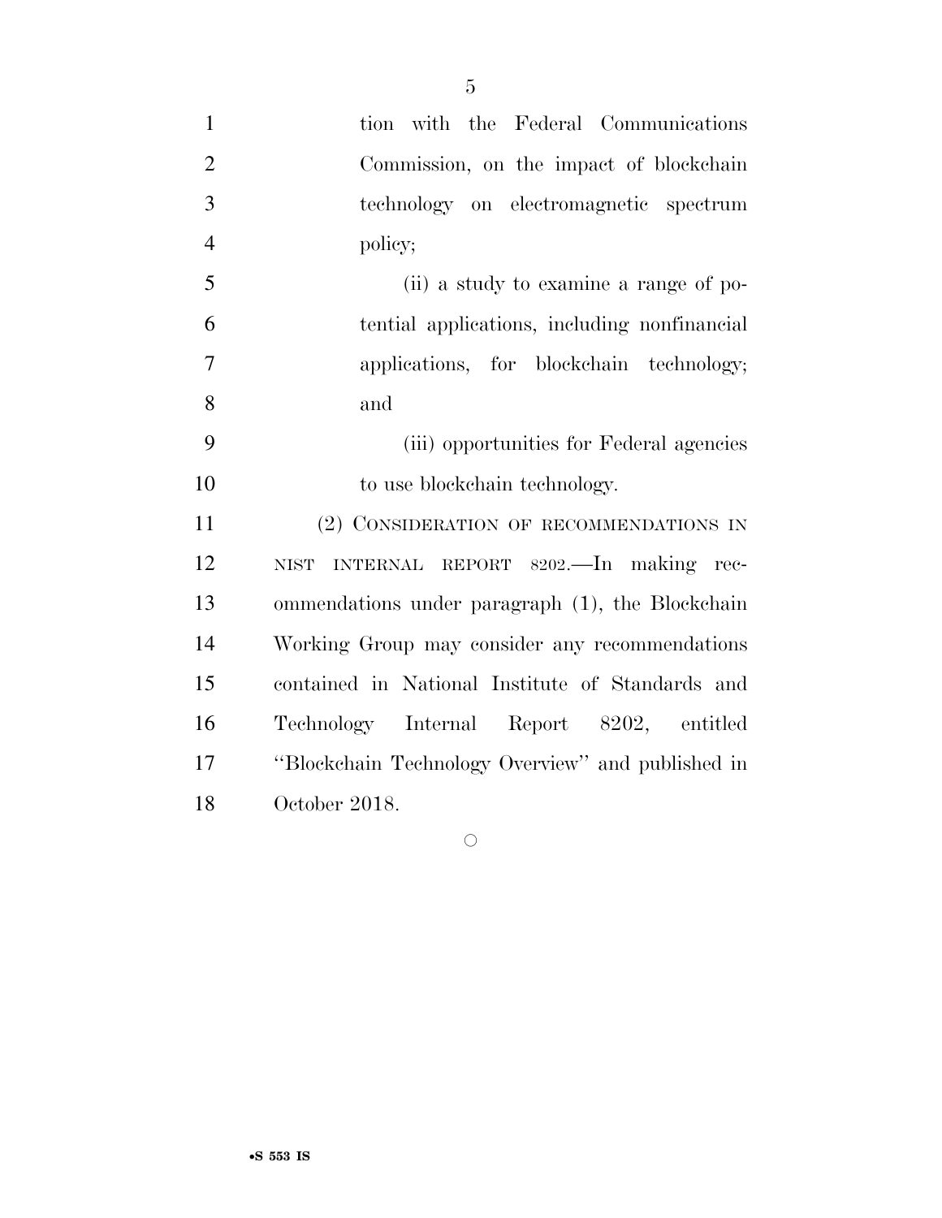tion with the Federal Communications Commission, on the impact of blockchain technology on electromagnetic spectrum policy;

(ii) a study to examine a range of potential applications, including nonfinancial applications, for blockchain technology; and

(iii) opportunities for Federal agencies to use blockchain technology.

(2) CONSIDERATION OF RECOMMENDATIONS IN NIST INTERNAL REPORT 8202.—In making recommendations under paragraph (1), the Blockchain Working Group may consider any recommendations contained in National Institute of Standards and Technology Internal Report 8202, entitled ''Blockchain Technology Overview'' and published in October 2018.